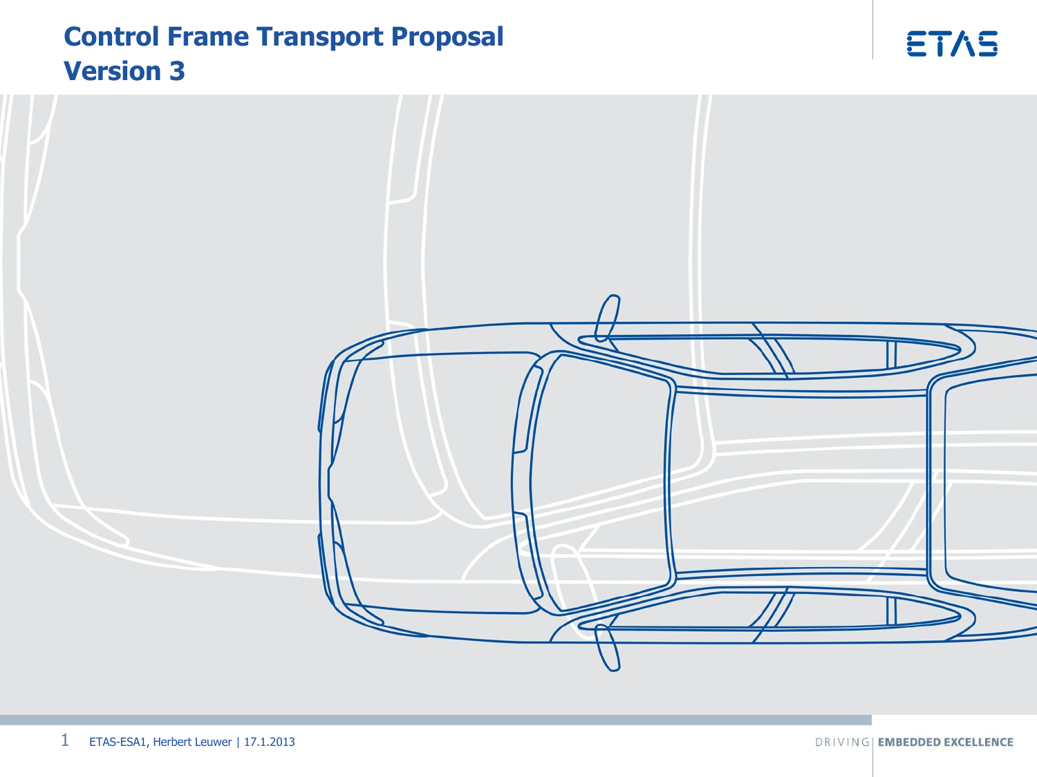# Control Frame Transport Proposal
# Version 3

ETAS-ESA1, Herbert Leuwer | 17.1.2013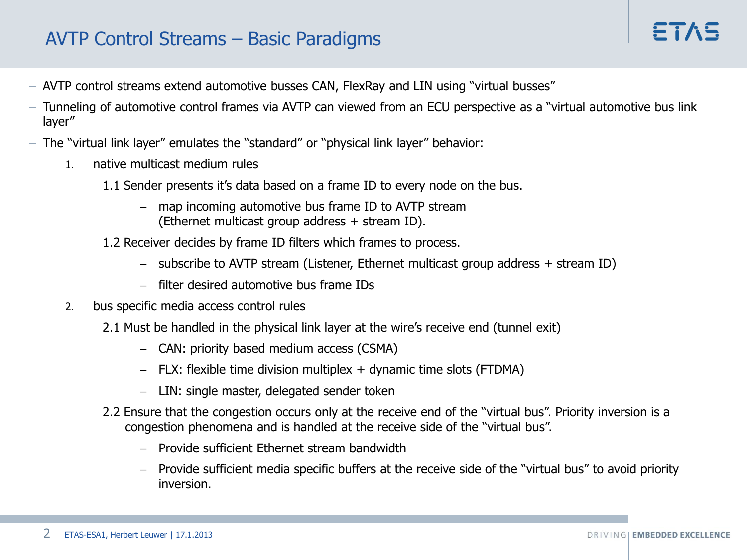# AVTP Control Streams – Basic Paradigms

- AVTP control streams extend automotive busses CAN, FlexRay and LIN using "virtual busses"
- Tunneling of automotive control frames via AVTP can viewed from an ECU perspective as a "virtual automotive bus link layer"
- The "virtual link layer" emulates the "standard" or "physical link layer" behavior:
  1. native multicast medium rules
     - 1.1 Sender presents it's data based on a frame ID to every node on the bus.
       - map incoming automotive bus frame ID to AVTP stream (Ethernet multicast group address + stream ID).
     - 1.2 Receiver decides by frame ID filters which frames to process.
       - subscribe to AVTP stream (Listener, Ethernet multicast group address + stream ID)
       - filter desired automotive bus frame IDs
  2. bus specific media access control rules
     - 2.1 Must be handled in the physical link layer at the wire's receive end (tunnel exit)
       - CAN: priority based medium access (CSMA)
       - FLX: flexible time division multiplex + dynamic time slots (FTDMA)
       - LIN: single master, delegated sender token
     - 2.2 Ensure that the congestion occurs only at the receive end of the "virtual bus". Priority inversion is a congestion phenomena and is handled at the receive side of the "virtual bus".
       - Provide sufficient Ethernet stream bandwidth
       - Provide sufficient media specific buffers at the receive side of the "virtual bus" to avoid priority inversion.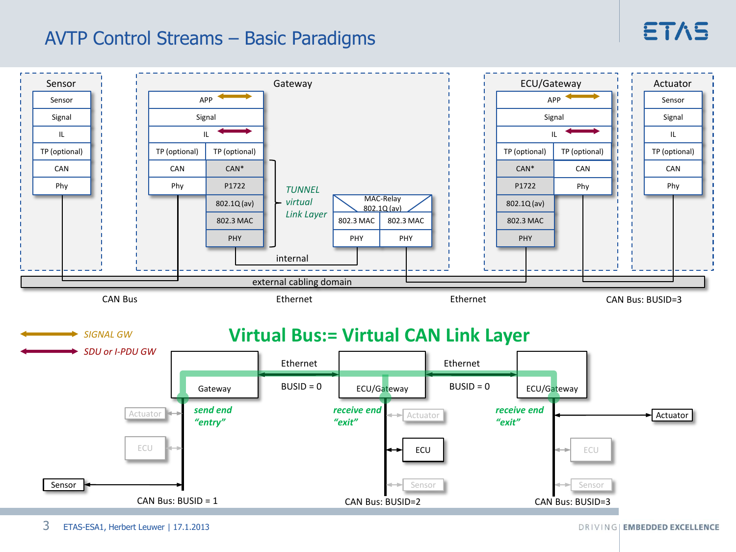# AVTP Control Streams – Basic Paradigms

**Sensor**

| Sensor |
|---|
| Signal |
| IL |
| TP (optional) |
| CAN |
| Phy |

**Gateway**

| APP | |
|---|---|
| Signal | |
| IL | |
| TP (optional) | TP (optional) |
| CAN | CAN* |
| Phy | P1722 |
| | 802.1Q (av) |
| | 802.3 MAC |
| | PHY |

*TUNNEL virtual Link Layer*

MAC-Relay 802.1Q (av)

| 802.3 MAC | 802.3 MAC |
|---|---|
| PHY | PHY |

internal

**ECU/Gateway**

| APP | |
|---|---|
| Signal | |
| IL | |
| TP (optional) | TP (optional) |
| CAN* | CAN |
| P1722 | Phy |
| 802.1Q (av) | |
| 802.3 MAC | |
| PHY | |

**Actuator**

| Sensor |
|---|
| Signal |
| IL |
| TP (optional) |
| CAN |
| Phy |

external cabling domain

CAN Bus — Ethernet — Ethernet — CAN Bus: BUSID=3

*SIGNAL GW*

*SDU or I-PDU GW*

## Virtual Bus:= Virtual CAN Link Layer

Gateway — Ethernet, BUSID = 0 — ECU/Gateway — Ethernet, BUSID = 0 — ECU/Gateway

*send end "entry"* — *receive end "exit"* — *receive end "exit"*

Actuator, ECU, Sensor — CAN Bus: BUSID = 1

Actuator, ECU, Sensor — CAN Bus: BUSID=2

Actuator, ECU, Sensor — CAN Bus: BUSID=3

ETAS-ESA1, Herbert Leuwer | 17.1.2013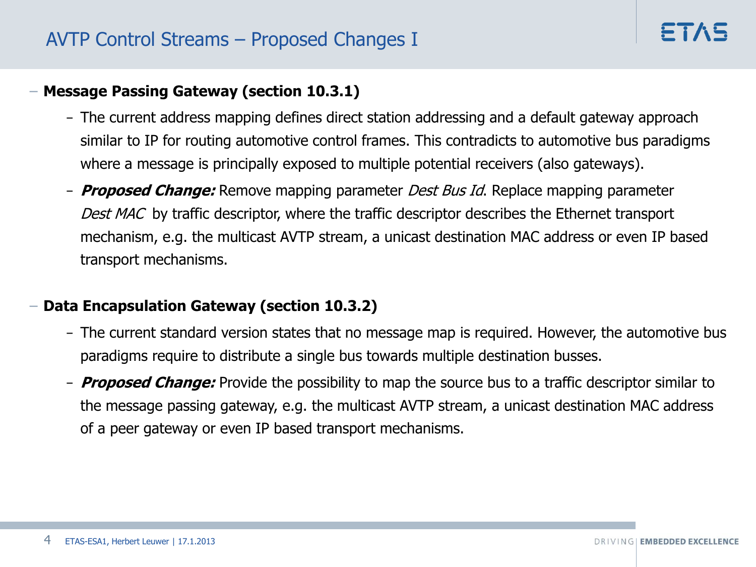# AVTP Control Streams – Proposed Changes I

- **Message Passing Gateway (section 10.3.1)**
  - The current address mapping defines direct station addressing and a default gateway approach similar to IP for routing automotive control frames. This contradicts to automotive bus paradigms where a message is principally exposed to multiple potential receivers (also gateways).
  - ***Proposed Change:*** Remove mapping parameter *Dest Bus Id*. Replace mapping parameter *Dest MAC* by traffic descriptor, where the traffic descriptor describes the Ethernet transport mechanism, e.g. the multicast AVTP stream, a unicast destination MAC address or even IP based transport mechanisms.

- **Data Encapsulation Gateway (section 10.3.2)**
  - The current standard version states that no message map is required. However, the automotive bus paradigms require to distribute a single bus towards multiple destination busses.
  - ***Proposed Change:*** Provide the possibility to map the source bus to a traffic descriptor similar to the message passing gateway, e.g. the multicast AVTP stream, a unicast destination MAC address of a peer gateway or even IP based transport mechanisms.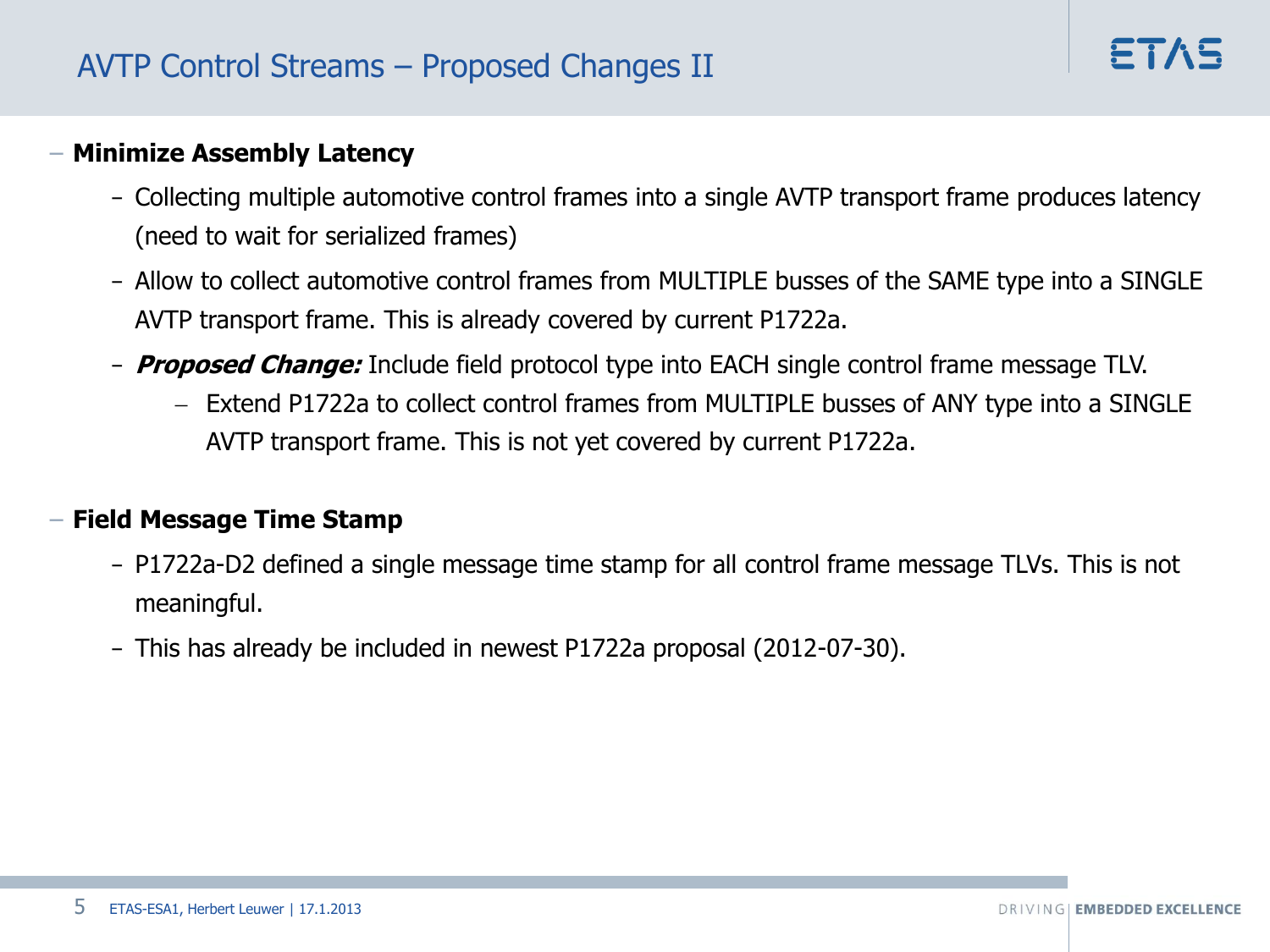# AVTP Control Streams – Proposed Changes II

- **Minimize Assembly Latency**
  - Collecting multiple automotive control frames into a single AVTP transport frame produces latency (need to wait for serialized frames)
  - Allow to collect automotive control frames from MULTIPLE busses of the SAME type into a SINGLE AVTP transport frame. This is already covered by current P1722a.
  - ***Proposed Change:*** Include field protocol type into EACH single control frame message TLV.
    - Extend P1722a to collect control frames from MULTIPLE busses of ANY type into a SINGLE AVTP transport frame. This is not yet covered by current P1722a.

- **Field Message Time Stamp**
  - P1722a-D2 defined a single message time stamp for all control frame message TLVs. This is not meaningful.
  - This has already be included in newest P1722a proposal (2012-07-30).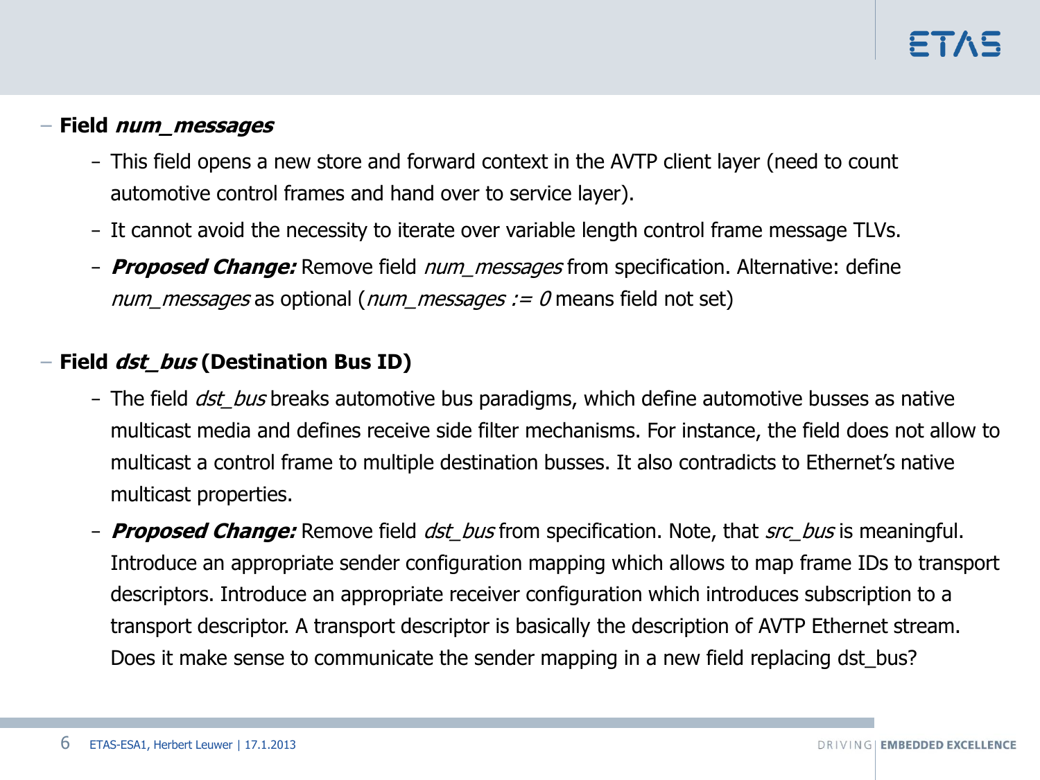- **Field *num_messages***
  - This field opens a new store and forward context in the AVTP client layer (need to count automotive control frames and hand over to service layer).
  - It cannot avoid the necessity to iterate over variable length control frame message TLVs.
  - ***Proposed Change:*** Remove field *num_messages* from specification. Alternative: define *num_messages* as optional (*num_messages := 0* means field not set)

- **Field *dst_bus* (Destination Bus ID)**
  - The field *dst_bus* breaks automotive bus paradigms, which define automotive busses as native multicast media and defines receive side filter mechanisms. For instance, the field does not allow to multicast a control frame to multiple destination busses. It also contradicts to Ethernet's native multicast properties.
  - ***Proposed Change:*** Remove field *dst_bus* from specification. Note, that *src_bus* is meaningful. Introduce an appropriate sender configuration mapping which allows to map frame IDs to transport descriptors. Introduce an appropriate receiver configuration which introduces subscription to a transport descriptor. A transport descriptor is basically the description of AVTP Ethernet stream. Does it make sense to communicate the sender mapping in a new field replacing dst_bus?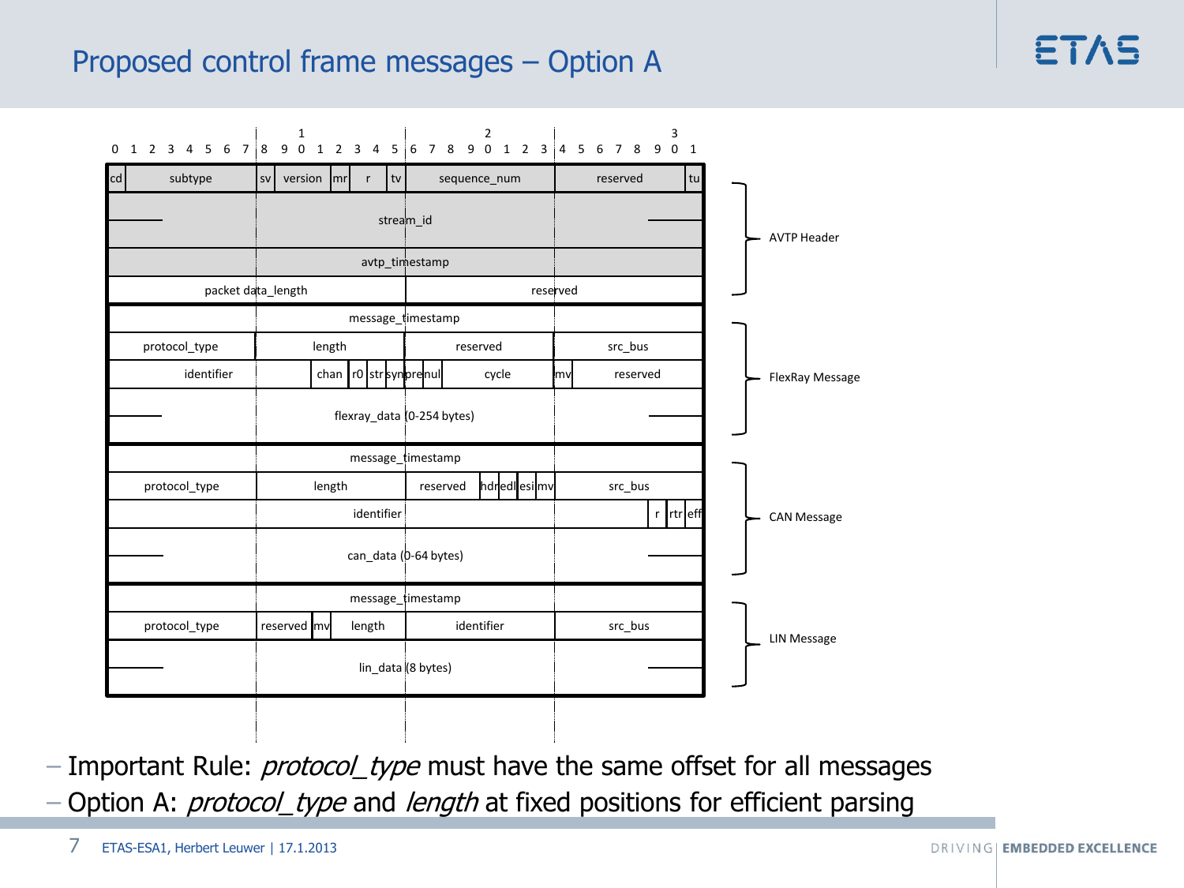# Proposed control frame messages – Option A

| Bits 0–7 | Bits 8–15 | Bits 16–23 | Bits 24–31 | |
|---|---|---|---|---|
| cd, subtype | sv, version, mr, r, tv | sequence_num | reserved, tu | AVTP Header |
| stream_id | | | | |
| avtp_timestamp | | | | |
| packet data_length | | reserved | | |
| message_timestamp | | | | FlexRay Message |
| protocol_type | length | reserved | src_bus | |
| identifier | chan, r0, str | syn, pre, nul, cycle | mv, reserved | |
| flexray_data (0-254 bytes) | | | | |
| message_timestamp | | | | CAN Message |
| protocol_type | length | reserved, hdr, edl, esi, mv | src_bus | |
| identifier | | | r, rtr, eff | |
| can_data (0-64 bytes) | | | | |
| message_timestamp | | | | LIN Message |
| protocol_type | reserved, mv, length | identifier | src_bus | |
| lin_data (8 bytes) | | | | |

- Important Rule: *protocol_type* must have the same offset for all messages
- Option A: *protocol_type* and *length* at fixed positions for efficient parsing

ETAS-ESA1, Herbert Leuwer | 17.1.2013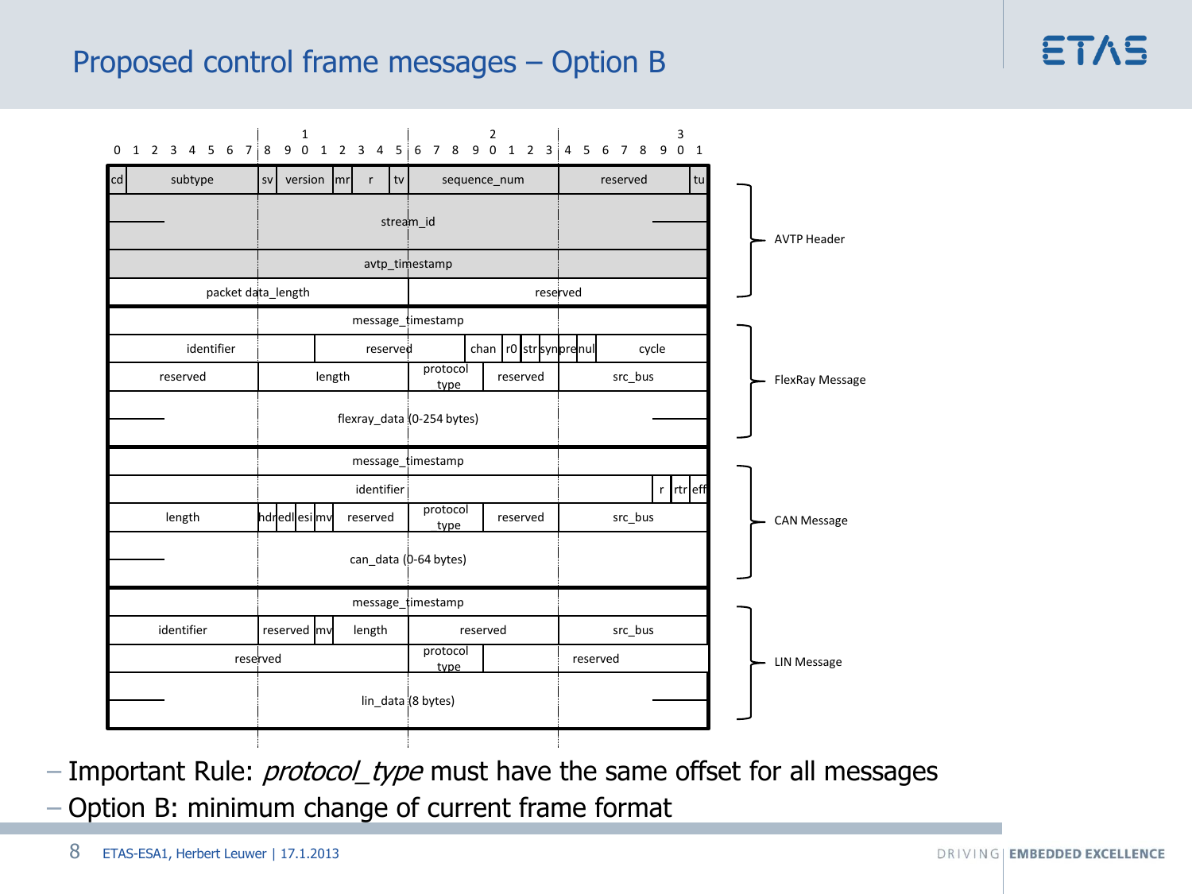# Proposed control frame messages – Option B

0 1 2 3 4 5 6 7 8 9 0 1 2 3 4 5 6 7 8 9 0 1 2 3 4 5 6 7 8 9 0 1

**AVTP Header**

cd | subtype | sv | version | mr | r | tv | sequence_num | reserved | tu

stream_id

avtp_timestamp

packet data_length | reserved

**FlexRay Message**

message_timestamp

identifier | reserved | chan | r0 | str | syn | pre | nul | cycle

reserved | length | protocol type | reserved | src_bus

flexray_data (0-254 bytes)

**CAN Message**

message_timestamp

identifier | r | rtr | eff

length | hdr | edl | esi | mv | reserved | protocol type | reserved | src_bus

can_data (0-64 bytes)

**LIN Message**

message_timestamp

identifier | reserved | mv | length | reserved | src_bus

reserved | protocol type | reserved

lin_data (8 bytes)

- Important Rule: *protocol_type* must have the same offset for all messages
- Option B: minimum change of current frame format